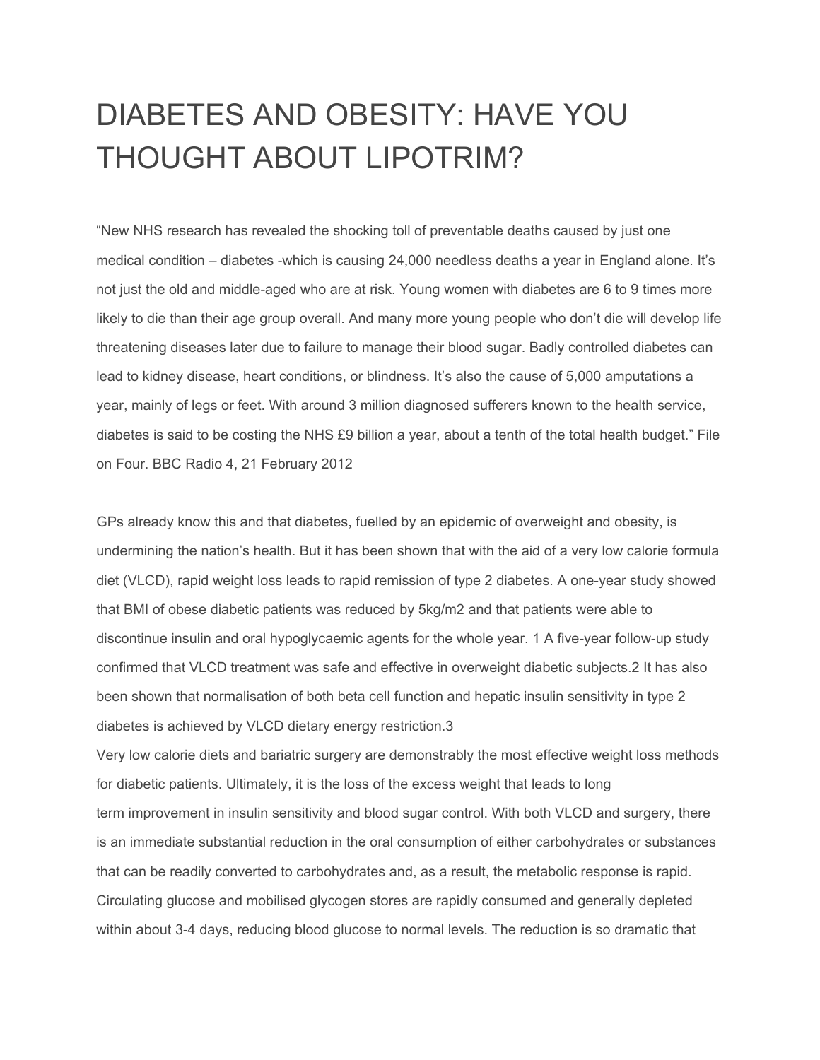# DIABETES AND OBESITY: HAVE YOU THOUGHT ABOUT LIPOTRIM?

"New NHS research has revealed the shocking toll of preventable deaths caused by just one medical condition – diabetes -which is causing 24,000 needless deaths a year in England alone. It's not just the old and middle-aged who are at risk. Young women with diabetes are 6 to 9 times more likely to die than their age group overall. And many more young people who don't die will develop life threatening diseases later due to failure to manage their blood sugar. Badly controlled diabetes can lead to kidney disease, heart conditions, or blindness. It's also the cause of 5,000 amputations a year, mainly of legs or feet. With around 3 million diagnosed sufferers known to the health service, diabetes is said to be costing the NHS £9 billion a year, about a tenth of the total health budget." File on Four. BBC Radio 4, 21 February 2012

GPs already know this and that diabetes, fuelled by an epidemic of overweight and obesity, is undermining the nation's health. But it has been shown that with the aid of a very low calorie formula diet (VLCD), rapid weight loss leads to rapid remission of type 2 diabetes. A one-year study showed that BMI of obese diabetic patients was reduced by 5kg/m2 and that patients were able to discontinue insulin and oral hypoglycaemic agents for the whole year. [1] A five-year follow-up study confirmed that VLCD treatment was safe and effective in overweight diabetic subjects.[2] It has also been shown that normalisation of both beta cell function and hepatic insulin sensitivity in type 2 diabetes is achieved by VLCD dietary energy restriction.[3]

Very low calorie diets and bariatric surgery are demonstrably the most effective weight loss methods for diabetic patients. Ultimately, it is the loss of the excess weight that leads to long term improvement in insulin sensitivity and blood sugar control. With both VLCD and surgery, there is an immediate substantial reduction in the oral consumption of either carbohydrates or substances that can be readily converted to carbohydrates and, as a result, the metabolic response is rapid. Circulating glucose and mobilised glycogen stores are rapidly consumed and generally depleted within about 3-4 days, reducing blood glucose to normal levels. The reduction is so dramatic that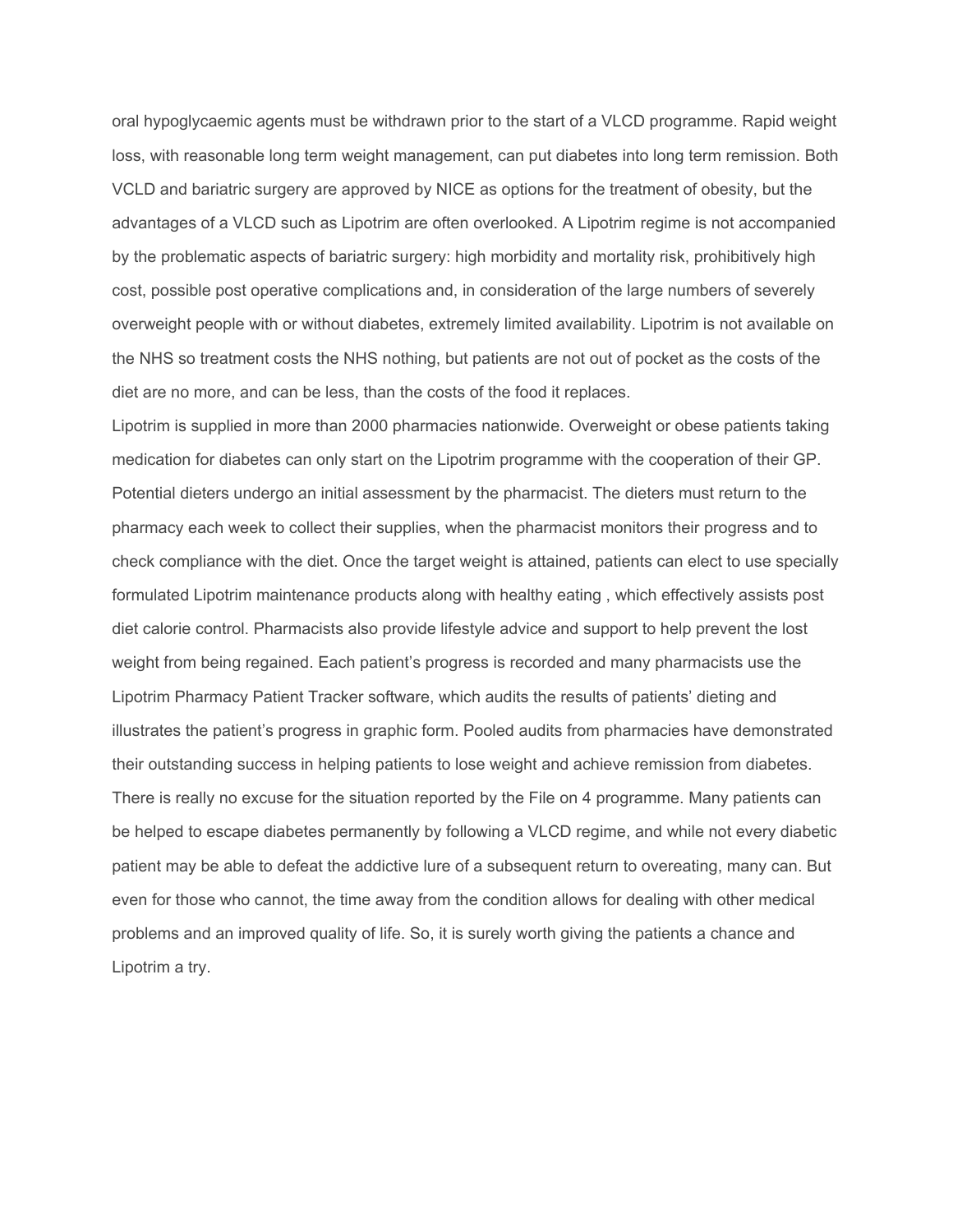oral hypoglycaemic agents must be withdrawn prior to the start of a VLCD programme. Rapid weight loss, with reasonable long term weight management, can put diabetes into long term remission. Both VCLD and bariatric surgery are approved by NICE as options for the treatment of obesity, but the advantages of a VLCD such as Lipotrim are often overlooked. A Lipotrim regime is not accompanied by the problematic aspects of bariatric surgery: high morbidity and mortality risk, prohibitively high cost, possible post operative complications and, in consideration of the large numbers of severely overweight people with or without diabetes, extremely limited availability. Lipotrim is not available on the NHS so treatment costs the NHS nothing, but patients are not out of pocket as the costs of the diet are no more, and can be less, than the costs of the food it replaces.

Lipotrim is supplied in more than 2000 pharmacies nationwide. Overweight or obese patients taking medication for diabetes can only start on the Lipotrim programme with the cooperation of their GP. Potential dieters undergo an initial assessment by the pharmacist. The dieters must return to the pharmacy each week to collect their supplies, when the pharmacist monitors their progress and to check compliance with the diet. Once the target weight is attained, patients can elect to use specially formulated Lipotrim maintenance products along with healthy eating , which effectively assists post diet calorie control. Pharmacists also provide lifestyle advice and support to help prevent the lost weight from being regained. Each patient's progress is recorded and many pharmacists use the Lipotrim Pharmacy Patient Tracker software, which audits the results of patients' dieting and illustrates the patient's progress in graphic form. Pooled audits from pharmacies have demonstrated their outstanding success in helping patients to lose weight and achieve remission from diabetes.

There is really no excuse for the situation reported by the File on 4 programme. Many patients can be helped to escape diabetes permanently by following a VLCD regime, and while not every diabetic patient may be able to defeat the addictive lure of a subsequent return to overeating, many can. But even for those who cannot, the time away from the condition allows for dealing with other medical problems and an improved quality of life. So, it is surely worth giving the patients a chance and Lipotrim a try.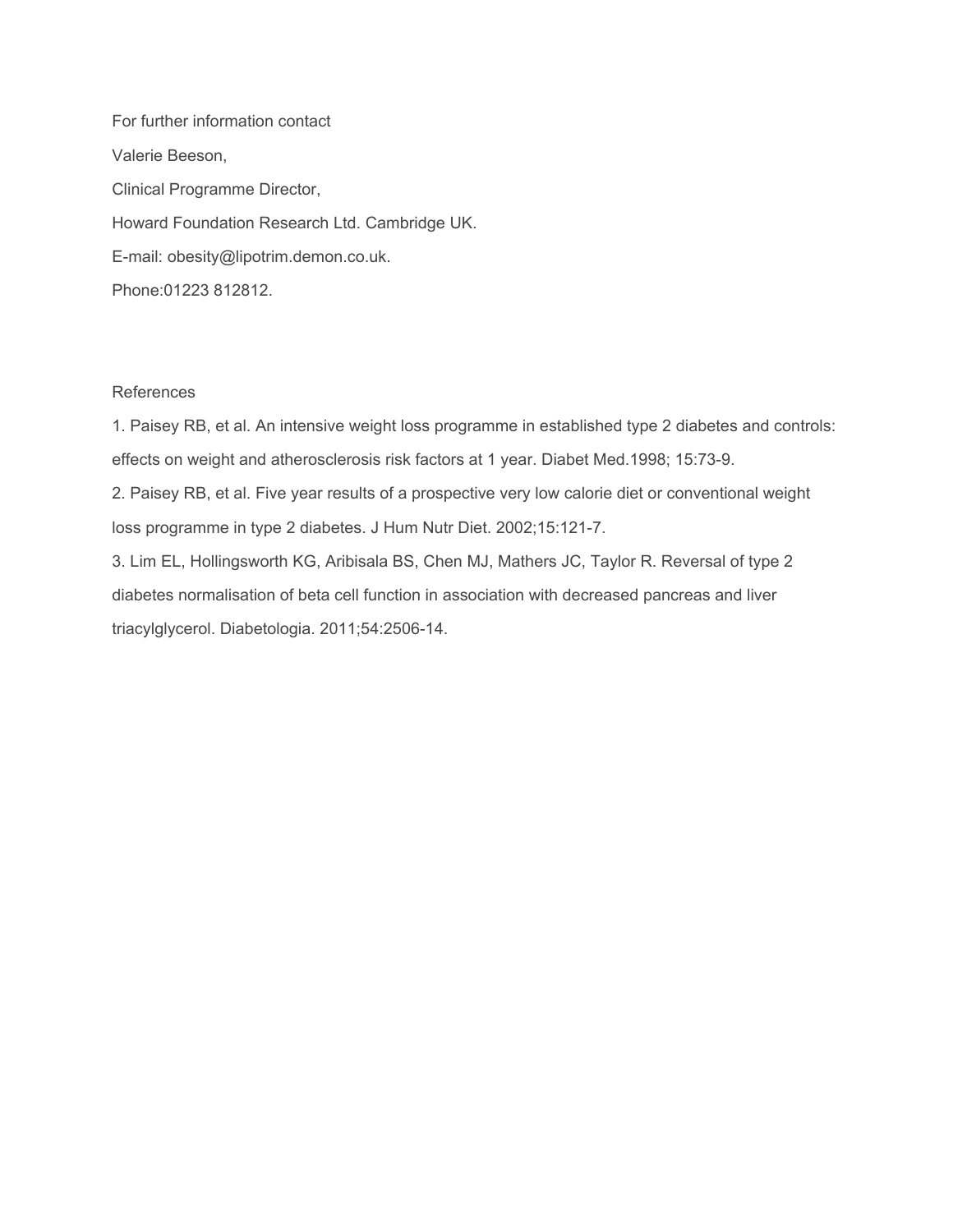For further information contact

Valerie Beeson,

Clinical Programme Director,

Howard Foundation Research Ltd. Cambridge UK.

E-mail: obesity@lipotrim.demon.co.uk.

Phone:01223 812812.

References

1. Paisey RB, et al. An intensive weight loss programme in established type 2 diabetes and controls: effects on weight and atherosclerosis risk factors at 1 year. Diabet Med.1998; 15:73-9.
2. Paisey RB, et al. Five year results of a prospective very low calorie diet or conventional weight loss programme in type 2 diabetes. J Hum Nutr Diet. 2002;15:121-7.
3. Lim EL, Hollingsworth KG, Aribisala BS, Chen MJ, Mathers JC, Taylor R. Reversal of type 2 diabetes normalisation of beta cell function in association with decreased pancreas and liver triacylglycerol. Diabetologia. 2011;54:2506-14.